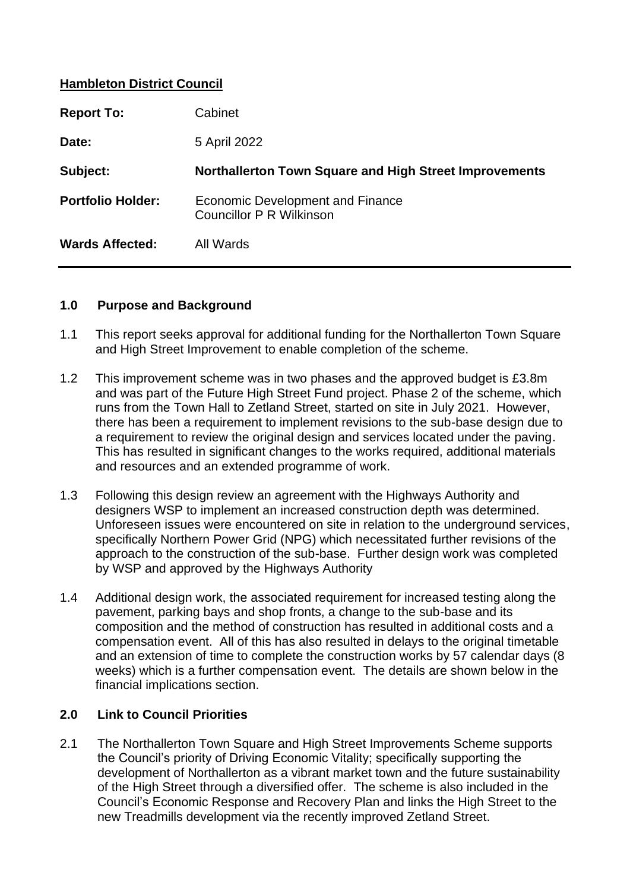**Hambleton District Council**

| | |
|---|---|
| **Report To:** | Cabinet |
| **Date:** | 5 April 2022 |
| **Subject:** | **Northallerton Town Square and High Street Improvements** |
| **Portfolio Holder:** | Economic Development and Finance<br>Councillor P R Wilkinson |
| **Wards Affected:** | All Wards |

## 1.0 Purpose and Background

1.1 This report seeks approval for additional funding for the Northallerton Town Square and High Street Improvement to enable completion of the scheme.

1.2 This improvement scheme was in two phases and the approved budget is £3.8m and was part of the Future High Street Fund project. Phase 2 of the scheme, which runs from the Town Hall to Zetland Street, started on site in July 2021. However, there has been a requirement to implement revisions to the sub-base design due to a requirement to review the original design and services located under the paving. This has resulted in significant changes to the works required, additional materials and resources and an extended programme of work.

1.3 Following this design review an agreement with the Highways Authority and designers WSP to implement an increased construction depth was determined. Unforeseen issues were encountered on site in relation to the underground services, specifically Northern Power Grid (NPG) which necessitated further revisions of the approach to the construction of the sub-base. Further design work was completed by WSP and approved by the Highways Authority

1.4 Additional design work, the associated requirement for increased testing along the pavement, parking bays and shop fronts, a change to the sub-base and its composition and the method of construction has resulted in additional costs and a compensation event. All of this has also resulted in delays to the original timetable and an extension of time to complete the construction works by 57 calendar days (8 weeks) which is a further compensation event. The details are shown below in the financial implications section.

## 2.0 Link to Council Priorities

2.1 The Northallerton Town Square and High Street Improvements Scheme supports the Council's priority of Driving Economic Vitality; specifically supporting the development of Northallerton as a vibrant market town and the future sustainability of the High Street through a diversified offer. The scheme is also included in the Council's Economic Response and Recovery Plan and links the High Street to the new Treadmills development via the recently improved Zetland Street.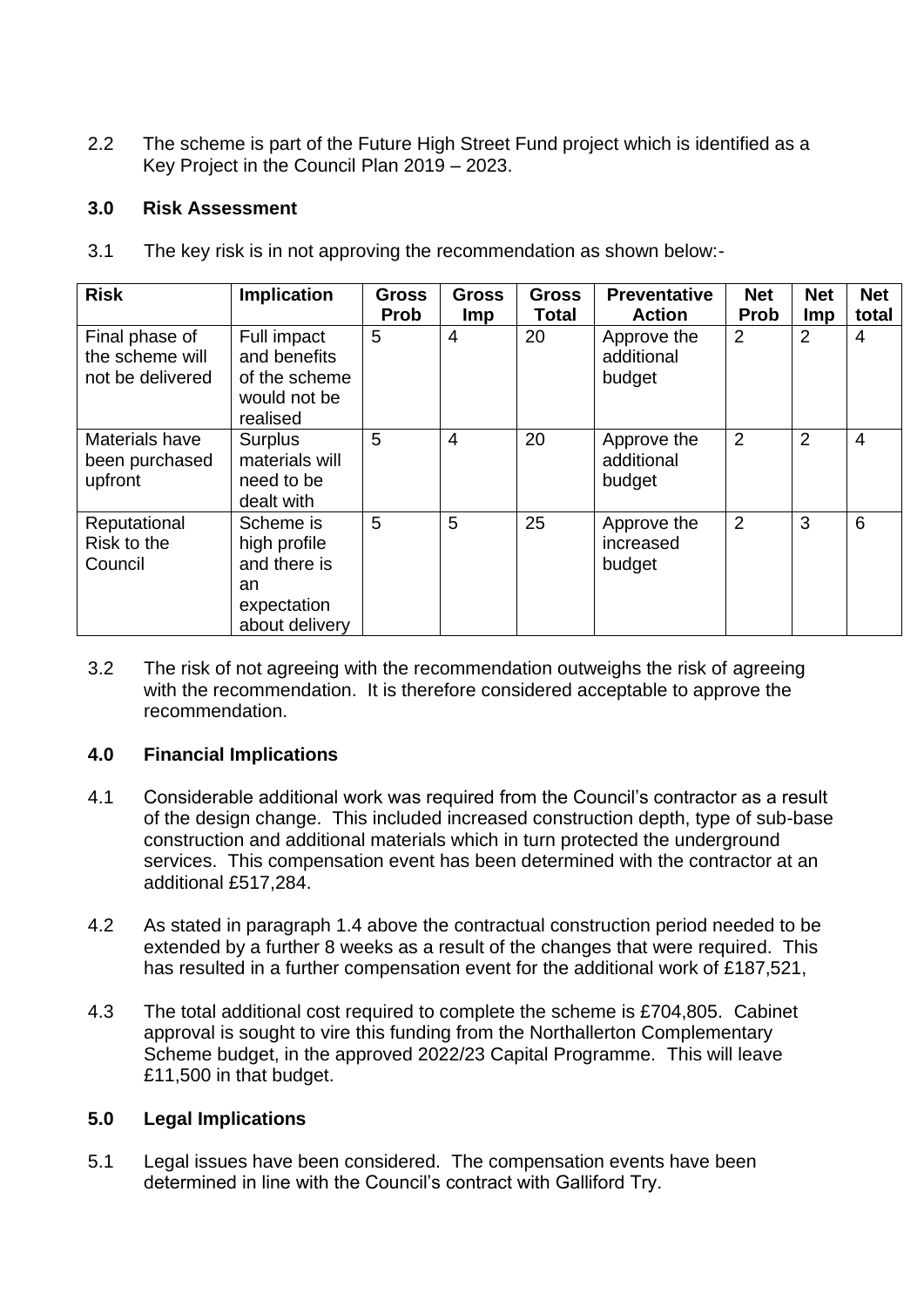2.2 The scheme is part of the Future High Street Fund project which is identified as a Key Project in the Council Plan 2019 – 2023.

## 3.0 Risk Assessment

3.1 The key risk is in not approving the recommendation as shown below:-

| Risk | Implication | Gross Prob | Gross Imp | Gross Total | Preventative Action | Net Prob | Net Imp | Net total |
|---|---|---|---|---|---|---|---|---|
| Final phase of the scheme will not be delivered | Full impact and benefits of the scheme would not be realised | 5 | 4 | 20 | Approve the additional budget | 2 | 2 | 4 |
| Materials have been purchased upfront | Surplus materials will need to be dealt with | 5 | 4 | 20 | Approve the additional budget | 2 | 2 | 4 |
| Reputational Risk to the Council | Scheme is high profile and there is an expectation about delivery | 5 | 5 | 25 | Approve the increased budget | 2 | 3 | 6 |

3.2 The risk of not agreeing with the recommendation outweighs the risk of agreeing with the recommendation. It is therefore considered acceptable to approve the recommendation.

## 4.0 Financial Implications

4.1 Considerable additional work was required from the Council's contractor as a result of the design change. This included increased construction depth, type of sub-base construction and additional materials which in turn protected the underground services. This compensation event has been determined with the contractor at an additional £517,284.

4.2 As stated in paragraph 1.4 above the contractual construction period needed to be extended by a further 8 weeks as a result of the changes that were required. This has resulted in a further compensation event for the additional work of £187,521,

4.3 The total additional cost required to complete the scheme is £704,805. Cabinet approval is sought to vire this funding from the Northallerton Complementary Scheme budget, in the approved 2022/23 Capital Programme. This will leave £11,500 in that budget.

## 5.0 Legal Implications

5.1 Legal issues have been considered. The compensation events have been determined in line with the Council's contract with Galliford Try.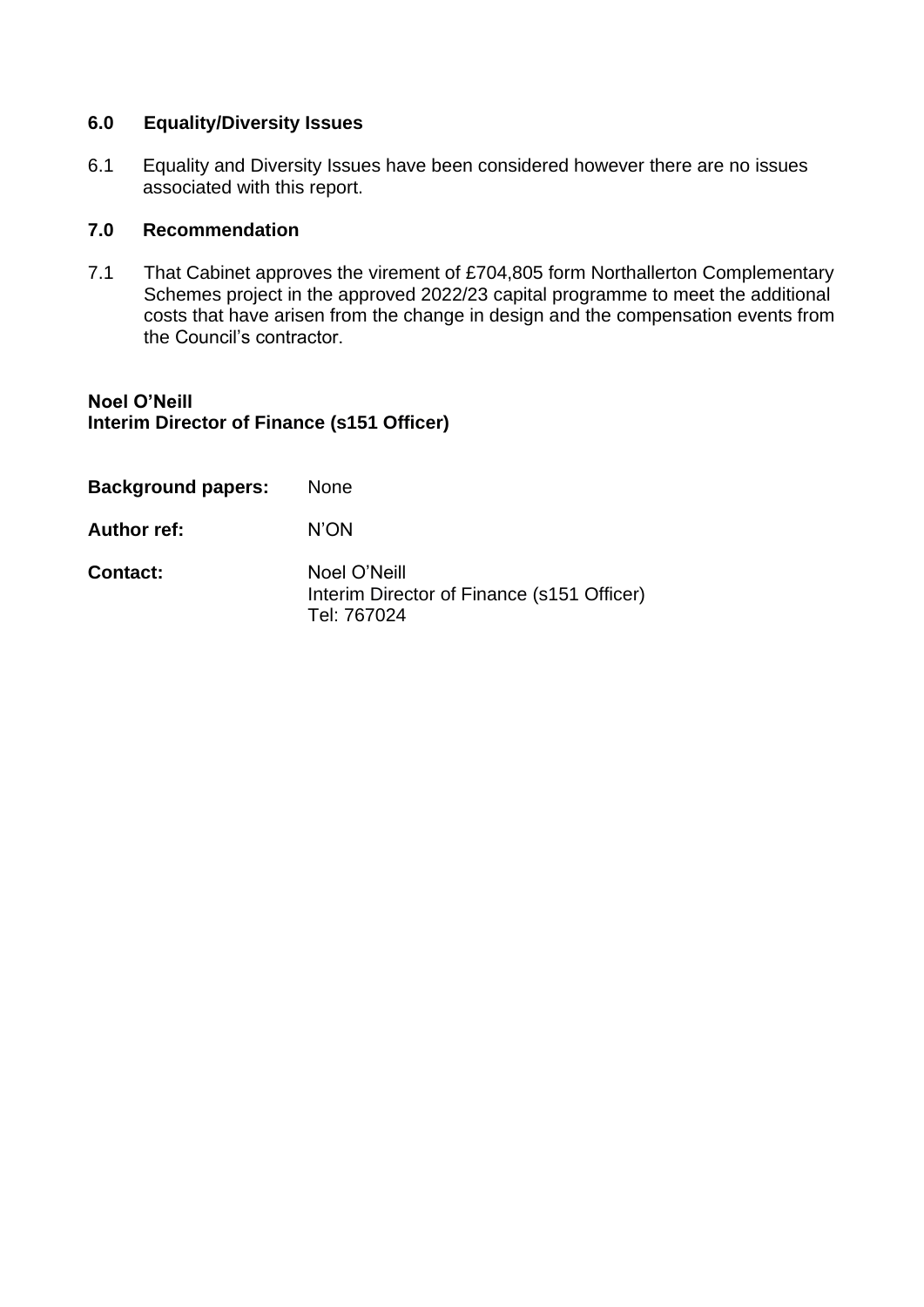## 6.0 Equality/Diversity Issues

6.1 Equality and Diversity Issues have been considered however there are no issues associated with this report.

## 7.0 Recommendation

7.1 That Cabinet approves the virement of £704,805 form Northallerton Complementary Schemes project in the approved 2022/23 capital programme to meet the additional costs that have arisen from the change in design and the compensation events from the Council's contractor.

**Noel O'Neill**
**Interim Director of Finance (s151 Officer)**

**Background papers:** None

**Author ref:** N'ON

**Contact:** Noel O'Neill
Interim Director of Finance (s151 Officer)
Tel: 767024